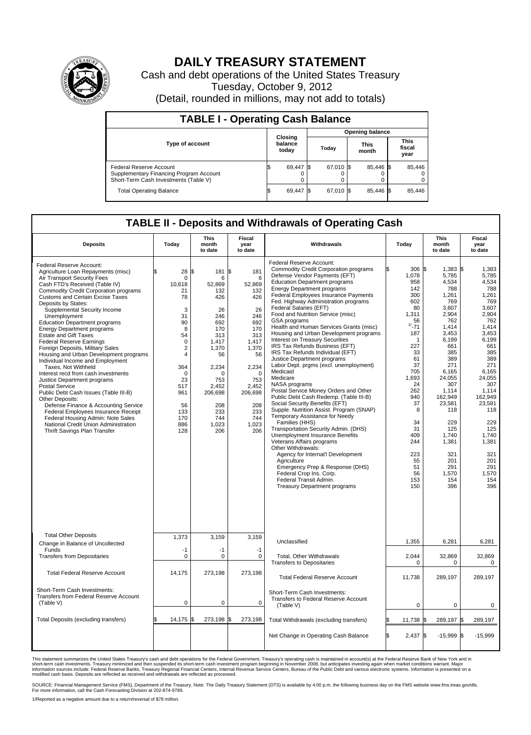# DAILY TREASURY STATEMENT

Cash and debt operations of the United States Treasury

Tuesday, October 9, 2012

(Detail, rounded in millions, may not add to totals)

## TABLE I - Operating Cash Balance

| Type of account | Closing balance today | Opening balance Today | Opening balance This month | Opening balance This fiscal year |
|---|---|---|---|---|
| Federal Reserve Account | $ 69,447 | $ 67,010 | $ 85,446 | $ 85,446 |
| Supplementary Financing Program Account | 0 | 0 | 0 | 0 |
| Short-Term Cash Investments (Table V) | 0 | 0 | 0 | 0 |
| Total Operating Balance | $ 69,447 | $ 67,010 | $ 85,446 | $ 85,446 |

## TABLE II - Deposits and Withdrawals of Operating Cash

| Deposits | Today | This month to date | Fiscal year to date | Withdrawals | Today | This month to date | Fiscal year to date |
|---|---|---|---|---|---|---|---|
| Federal Reserve Account: | | | | Federal Reserve Account: | | | |
| Agriculture Loan Repayments (misc) | $ 28 | $ 181 | $ 181 | Commodity Credit Corporation programs | $ 306 | $ 1,383 | $ 1,383 |
| Air Transport Security Fees | 0 | 6 | 6 | Defense Vendor Payments (EFT) | 1,078 | 5,785 | 5,785 |
| Cash FTD's Received (Table IV) | 10,618 | 52,869 | 52,869 | Education Department programs | 958 | 4,534 | 4,534 |
| Commodity Credit Corporation programs | 21 | 132 | 132 | Energy Department programs | 142 | 788 | 788 |
| Customs and Certain Excise Taxes | 78 | 426 | 426 | Federal Employees Insurance Payments | 300 | 1,261 | 1,261 |
| Deposits by States: | | | | Fed. Highway Administration programs | 602 | 769 | 769 |
| Supplemental Security Income | 3 | 26 | 26 | Federal Salaries (EFT) | 80 | 3,607 | 3,607 |
| Unemployment | 31 | 246 | 246 | Food and Nutrition Service (misc) | 1,311 | 2,904 | 2,904 |
| Education Department programs | 90 | 692 | 692 | GSA programs | 56 | 762 | 762 |
| Energy Department programs | 8 | 170 | 170 | Health and Human Services Grants (misc) | [1/] -71 | 1,414 | 1,414 |
| Estate and Gift Taxes | 54 | 313 | 313 | Housing and Urban Development programs | 187 | 3,453 | 3,453 |
| Federal Reserve Earnings | 0 | 1,417 | 1,417 | Interest on Treasury Securities | 1 | 6,199 | 6,199 |
| Foreign Deposits, Military Sales | 2 | 1,370 | 1,370 | IRS Tax Refunds Business (EFT) | 227 | 661 | 661 |
| Housing and Urban Development programs | 4 | 56 | 56 | IRS Tax Refunds Individual (EFT) | 33 | 385 | 385 |
| Individual Income and Employment | | | | Justice Department programs | 61 | 389 | 389 |
| Taxes, Not Withheld | 364 | 2,234 | 2,234 | Labor Dept. prgms (excl. unemployment) | 37 | 271 | 271 |
| Interest recd from cash investments | 0 | 0 | 0 | Medicaid | 705 | 6,165 | 6,165 |
| Justice Department programs | 23 | 753 | 753 | Medicare | 1,693 | 24,055 | 24,055 |
| Postal Service | 517 | 2,452 | 2,452 | NASA programs | 24 | 307 | 307 |
| Public Debt Cash Issues (Table III-B) | 961 | 206,698 | 206,698 | Postal Service Money Orders and Other | 262 | 1,114 | 1,114 |
| Other Deposits: | | | | Public Debt Cash Redemp. (Table III-B) | 940 | 162,949 | 162,949 |
| Defense Finance & Accounting Service | 56 | 208 | 208 | Social Security Benefits (EFT) | 37 | 23,581 | 23,581 |
| Federal Employees Insurance Receipt | 133 | 233 | 233 | Supple. Nutrition Assist. Program (SNAP) | 8 | 118 | 118 |
| Federal Housing Admin: Note Sales | 170 | 744 | 744 | Temporary Assistance for Needy | | | |
| National Credit Union Administration | 886 | 1,023 | 1,023 | Families (HHS) | 34 | 229 | 229 |
| Thrift Savings Plan Transfer | 128 | 206 | 206 | Transportation Security Admin. (DHS) | 31 | 125 | 125 |
| | | | | Unemployment Insurance Benefits | 409 | 1,740 | 1,740 |
| | | | | Veterans Affairs programs | 244 | 1,381 | 1,381 |
| | | | | Other Withdrawals: | | | |
| | | | | Agency for Internat'l Development | 223 | 321 | 321 |
| | | | | Agriculture | 55 | 201 | 201 |
| | | | | Emergency Prep & Response (DHS) | 51 | 291 | 291 |
| | | | | Federal Crop Ins. Corp. | 56 | 1,570 | 1,570 |
| | | | | Federal Transit Admin. | 153 | 154 | 154 |
| | | | | Treasury Department programs | 150 | 396 | 396 |
| Total Other Deposits | 1,373 | 3,159 | 3,159 | Unclassified | 1,355 | 6,281 | 6,281 |
| Change in Balance of Uncollected Funds | -1 | -1 | -1 | | | | |
| Transfers from Depositaries | 0 | 0 | 0 | Total, Other Withdrawals | 2,044 | 32,869 | 32,869 |
| | | | | Transfers to Depositaries | 0 | 0 | 0 |
| Total Federal Reserve Account | 14,175 | 273,198 | 273,198 | Total Federal Reserve Account | 11,738 | 289,197 | 289,197 |
| Short-Term Cash Investments: | | | | Short-Term Cash Investments: | | | |
| Transfers from Federal Reserve Account (Table V) | 0 | 0 | 0 | Transfers to Federal Reserve Account (Table V) | 0 | 0 | 0 |
| Total Deposits (excluding transfers) | $ 14,175 | $ 273,198 | $ 273,198 | Total Withdrawals (excluding transfers) | $ 11,738 | $ 289,197 | $ 289,197 |
| | | | | Net Change in Operating Cash Balance | $ 2,437 | $ -15,999 | $ -15,999 |

This statement summarizes the United States Treasury's cash and debt operations for the Federal Government. Treasury's operating cash is maintained in account(s) at the Federal Reserve Bank of New York and in short-term cash investments. Treasury minimized and then suspended its short-term cash investment program beginning in November 2008, but anticipates investing again when market conditions warrant. Major information sources include: Federal Reserve Banks, Treasury Regional Financial Centers, Internal Revenue Service Centers, Bureau of the Public Debt and various electronic systems. Information is presented on a modified cash basis. Deposits are reflected as received and withdrawals are reflected as processed.

SOURCE: Financial Management Service (FMS), Department of the Treasury. Note: The Daily Treasury Statement (DTS) is available by 4:00 p.m. the following business day on the FMS website www.fms.treas.gov/dts. For more information, call the Cash Forecasting Division at 202-874-9789.

1/Reported as a negative amount due to a return/reversal of $78 million.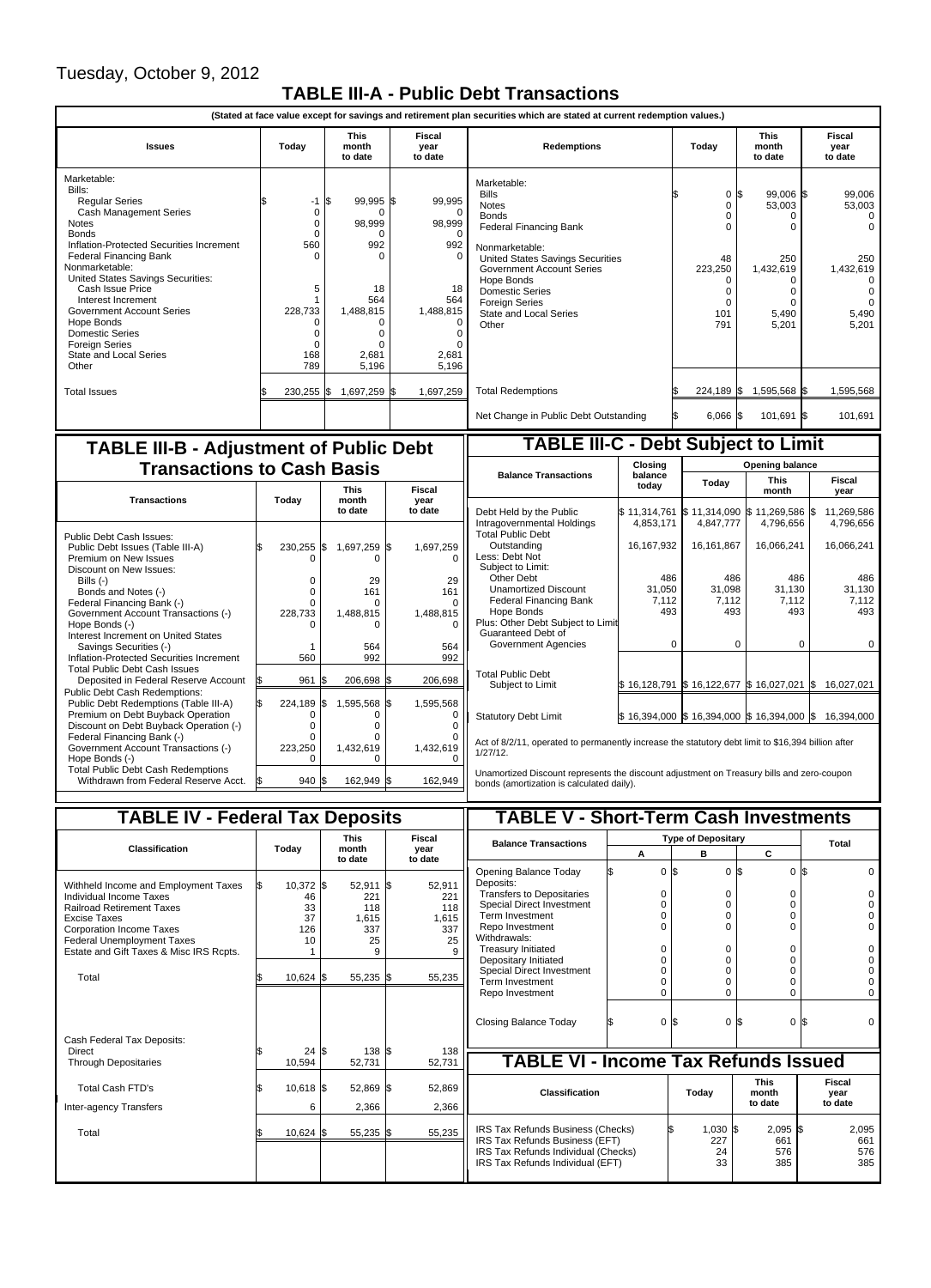Tuesday, October 9, 2012

# TABLE III-A - Public Debt Transactions

(Stated at face value except for savings and retirement plan securities which are stated at current redemption values.)

| Issues | Today | This month to date | Fiscal year to date | Redemptions | Today | This month to date | Fiscal year to date |
|---|---|---|---|---|---|---|---|
| Marketable: | | | | Marketable: | | | |
| Bills: | | | | Bills | $ 0 | $ 99,006 | $ 99,006 |
| Regular Series | $ -1 | $ 99,995 | $ 99,995 | Notes | 0 | 53,003 | 53,003 |
| Cash Management Series | 0 | 0 | 0 | Bonds | 0 | 0 | 0 |
| Notes | 0 | 98,999 | 98,999 | Federal Financing Bank | 0 | 0 | 0 |
| Bonds | 0 | 0 | 0 | | | | |
| Inflation-Protected Securities Increment | 560 | 992 | 992 | Nonmarketable: | | | |
| Federal Financing Bank | 0 | 0 | 0 | United States Savings Securities | 48 | 250 | 250 |
| Nonmarketable: | | | | Government Account Series | 223,250 | 1,432,619 | 1,432,619 |
| United States Savings Securities: | | | | Hope Bonds | 0 | 0 | 0 |
| Cash Issue Price | 5 | 18 | 18 | Domestic Series | 0 | 0 | 0 |
| Interest Increment | 1 | 564 | 564 | Foreign Series | 0 | 0 | 0 |
| Government Account Series | 228,733 | 1,488,815 | 1,488,815 | State and Local Series | 101 | 5,490 | 5,490 |
| Hope Bonds | 0 | 0 | 0 | Other | 791 | 5,201 | 5,201 |
| Domestic Series | 0 | 0 | 0 | | | | |
| Foreign Series | 0 | 0 | 0 | | | | |
| State and Local Series | 168 | 2,681 | 2,681 | | | | |
| Other | 789 | 5,196 | 5,196 | | | | |
| Total Issues | $ 230,255 | $ 1,697,259 | $ 1,697,259 | Total Redemptions | $ 224,189 | $ 1,595,568 | $ 1,595,568 |
| | | | | Net Change in Public Debt Outstanding | $ 6,066 | $ 101,691 | $ 101,691 |

# TABLE III-B - Adjustment of Public Debt Transactions to Cash Basis

| Transactions | Today | This month to date | Fiscal year to date |
|---|---|---|---|
| Public Debt Cash Issues: | | | |
| Public Debt Issues (Table III-A) | $ 230,255 | $ 1,697,259 | $ 1,697,259 |
| Premium on New Issues | 0 | 0 | 0 |
| Discount on New Issues: | | | |
| Bills (-) | 0 | 29 | 29 |
| Bonds and Notes (-) | 0 | 161 | 161 |
| Federal Financing Bank (-) | 0 | 0 | 0 |
| Government Account Transactions (-) | 228,733 | 1,488,815 | 1,488,815 |
| Hope Bonds (-) | 0 | 0 | 0 |
| Interest Increment on United States Savings Securities (-) | 1 | 564 | 564 |
| Inflation-Protected Securities Increment | 560 | 992 | 992 |
| Total Public Debt Cash Issues Deposited in Federal Reserve Account | $ 961 | $ 206,698 | $ 206,698 |
| Public Debt Cash Redemptions: | | | |
| Public Debt Redemptions (Table III-A) | $ 224,189 | $ 1,595,568 | $ 1,595,568 |
| Premium on Debt Buyback Operation | 0 | 0 | 0 |
| Discount on Debt Buyback Operation (-) | 0 | 0 | 0 |
| Federal Financing Bank (-) | 0 | 0 | 0 |
| Government Account Transactions (-) | 223,250 | 1,432,619 | 1,432,619 |
| Hope Bonds (-) | 0 | 0 | 0 |
| Total Public Debt Cash Redemptions Withdrawn from Federal Reserve Acct. | $ 940 | $ 162,949 | $ 162,949 |

# TABLE III-C - Debt Subject to Limit

| Balance Transactions | Closing balance today | Opening balance Today | Opening balance This month | Opening balance Fiscal year |
|---|---|---|---|---|
| Debt Held by the Public | $ 11,314,761 | $ 11,314,090 | $ 11,269,586 | $ 11,269,586 |
| Intragovernmental Holdings | 4,853,171 | 4,847,777 | 4,796,656 | 4,796,656 |
| Total Public Debt Outstanding | 16,167,932 | 16,161,867 | 16,066,241 | 16,066,241 |
| Less: Debt Not Subject to Limit: | | | | |
| Other Debt | 486 | 486 | 486 | 486 |
| Unamortized Discount | 31,050 | 31,098 | 31,130 | 31,130 |
| Federal Financing Bank | 7,112 | 7,112 | 7,112 | 7,112 |
| Hope Bonds | 493 | 493 | 493 | 493 |
| Plus: Other Debt Subject to Limit | | | | |
| Guaranteed Debt of Government Agencies | 0 | 0 | 0 | 0 |
| Total Public Debt Subject to Limit | $ 16,128,791 | $ 16,122,677 | $ 16,027,021 | $ 16,027,021 |
| Statutory Debt Limit | $ 16,394,000 | $ 16,394,000 | $ 16,394,000 | $ 16,394,000 |

Act of 8/2/11, operated to permanently increase the statutory debt limit to $16,394 billion after 1/27/12.

Unamortized Discount represents the discount adjustment on Treasury bills and zero-coupon bonds (amortization is calculated daily).

# TABLE IV - Federal Tax Deposits

| Classification | Today | This month to date | Fiscal year to date |
|---|---|---|---|
| Withheld Income and Employment Taxes | $ 10,372 | $ 52,911 | $ 52,911 |
| Individual Income Taxes | 46 | 221 | 221 |
| Railroad Retirement Taxes | 33 | 118 | 118 |
| Excise Taxes | 37 | 1,615 | 1,615 |
| Corporation Income Taxes | 126 | 337 | 337 |
| Federal Unemployment Taxes | 10 | 25 | 25 |
| Estate and Gift Taxes & Misc IRS Rcpts. | 1 | 9 | 9 |
| Total | $ 10,624 | $ 55,235 | $ 55,235 |
| Cash Federal Tax Deposits: | | | |
| Direct | $ 24 | $ 138 | $ 138 |
| Through Depositaries | 10,594 | 52,731 | 52,731 |
| Total Cash FTD's | $ 10,618 | $ 52,869 | $ 52,869 |
| Inter-agency Transfers | 6 | 2,366 | 2,366 |
| Total | $ 10,624 | $ 55,235 | $ 55,235 |

# TABLE V - Short-Term Cash Investments

| Balance Transactions | Type of Depositary A | B | C | Total |
|---|---|---|---|---|
| Opening Balance Today | $ 0 | $ 0 | $ 0 | $ 0 |
| Deposits: | | | | |
| Transfers to Depositaries | 0 | 0 | 0 | 0 |
| Special Direct Investment | 0 | 0 | 0 | 0 |
| Term Investment | 0 | 0 | 0 | 0 |
| Repo Investment | 0 | 0 | 0 | 0 |
| Withdrawals: | | | | |
| Treasury Initiated | 0 | 0 | 0 | 0 |
| Depositary Initiated | 0 | 0 | 0 | 0 |
| Special Direct Investment | 0 | 0 | 0 | 0 |
| Term Investment | 0 | 0 | 0 | 0 |
| Repo Investment | 0 | 0 | 0 | 0 |
| Closing Balance Today | $ 0 | $ 0 | $ 0 | $ 0 |

# TABLE VI - Income Tax Refunds Issued

| Classification | Today | This month to date | Fiscal year to date |
|---|---|---|---|
| IRS Tax Refunds Business (Checks) | $ 1,030 | $ 2,095 | $ 2,095 |
| IRS Tax Refunds Business (EFT) | 227 | 661 | 661 |
| IRS Tax Refunds Individual (Checks) | 24 | 576 | 576 |
| IRS Tax Refunds Individual (EFT) | 33 | 385 | 385 |